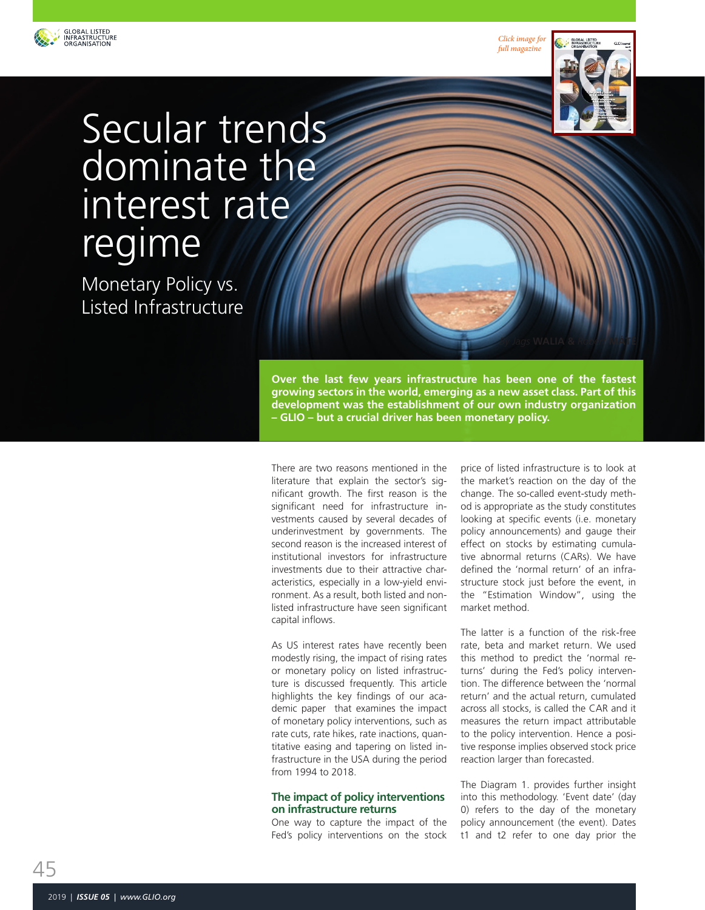# Secular trends dominate the interest rate regime

## Monetary Policy vs. Listed Infrastructure

By Jags WALIA & Rosa... WATS...

**Over the last few years infrastructure has been one of the fastest growing sectors in the world, emerging as a new asset class. Part of this development was the establishment of our own industry organization – GLIO – but a crucial driver has been monetary policy.**

There are two reasons mentioned in the literature that explain the sector's significant growth. The first reason is the significant need for infrastructure investments caused by several decades of underinvestment by governments. The second reason is the increased interest of institutional investors for infrastructure investments due to their attractive characteristics, especially in a low-yield environment. As a result, both listed and non-listed infrastructure have seen significant capital inflows.

As US interest rates have recently been modestly rising, the impact of rising rates or monetary policy on listed infrastructure is discussed frequently. This article highlights the key findings of our academic paper that examines the impact of monetary policy interventions, such as rate cuts, rate hikes, rate inactions, quantitative easing and tapering on listed infrastructure in the USA during the period from 1994 to 2018.

### The impact of policy interventions on infrastructure returns

One way to capture the impact of the Fed's policy interventions on the stock price of listed infrastructure is to look at the market's reaction on the day of the change. The so-called event-study method is appropriate as the study constitutes looking at specific events (i.e. monetary policy announcements) and gauge their effect on stocks by estimating cumulative abnormal returns (CARs). We have defined the 'normal return' of an infrastructure stock just before the event, in the "Estimation Window", using the market method.

The latter is a function of the risk-free rate, beta and market return. We used this method to predict the 'normal returns' during the Fed's policy intervention. The difference between the 'normal return' and the actual return, cumulated across all stocks, is called the CAR and it measures the return impact attributable to the policy intervention. Hence a positive response implies observed stock price reaction larger than forecasted.

The Diagram 1. provides further insight into this methodology. 'Event date' (day 0) refers to the day of the monetary policy announcement (the event). Dates t1 and t2 refer to one day prior the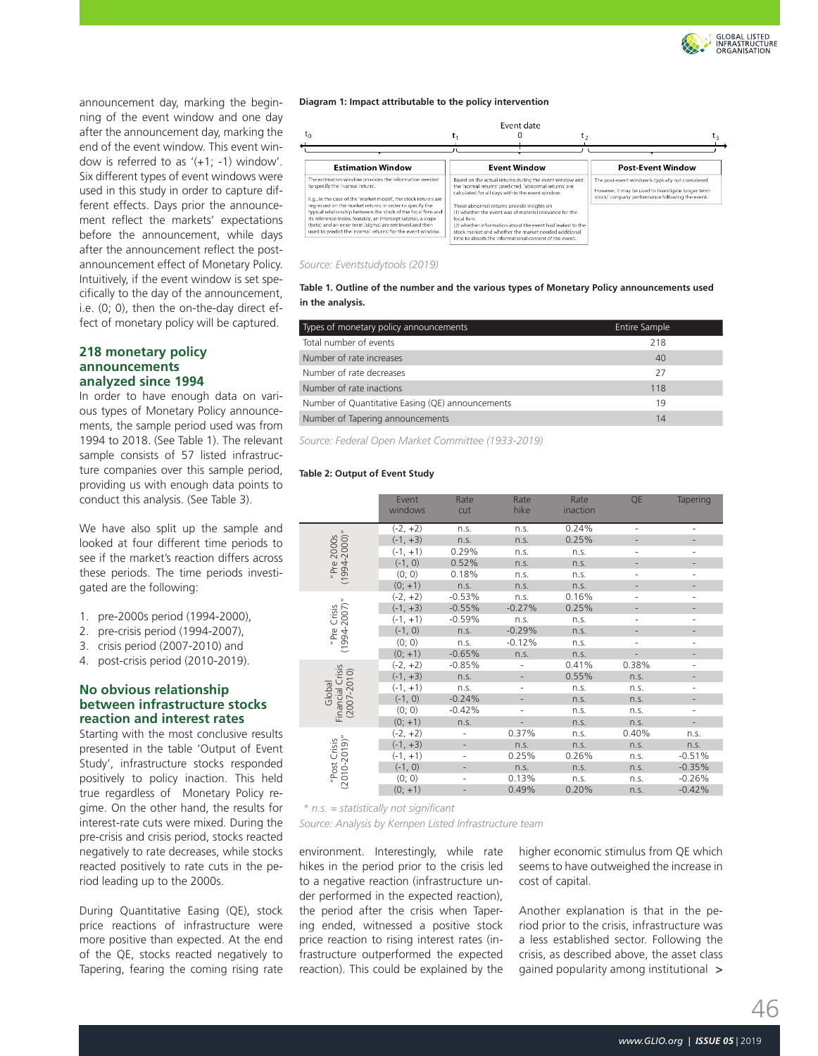announcement day, marking the beginning of the event window and one day after the announcement day, marking the end of the event window. This event window is referred to as '(+1; -1) window'. Six different types of event windows were used in this study in order to capture different effects. Days prior the announcement reflect the markets' expectations before the announcement, while days after the announcement reflect the post-announcement effect of Monetary Policy. Intuitively, if the event window is set specifically to the day of the announcement, i.e. (0; 0), then the on-the-day direct effect of monetary policy will be captured.

### 218 monetary policy announcements analyzed since 1994

In order to have enough data on various types of Monetary Policy announcements, the sample period used was from 1994 to 2018. (See Table 1). The relevant sample consists of 57 listed infrastructure companies over this sample period, providing us with enough data points to conduct this analysis. (See Table 3).

We have also split up the sample and looked at four different time periods to see if the market's reaction differs across these periods. The time periods investigated are the following:

1. pre-2000s period (1994-2000),
2. pre-crisis period (1994-2007),
3. crisis period (2007-2010) and
4. post-crisis period (2010-2019).

### No obvious relationship between infrastructure stocks reaction and interest rates

Starting with the most conclusive results presented in the table 'Output of Event Study', infrastructure stocks responded positively to policy inaction. This held true regardless of Monetary Policy regime. On the other hand, the results for interest-rate cuts were mixed. During the pre-crisis and crisis period, stocks reacted negatively to rate decreases, while stocks reacted positively to rate cuts in the period leading up to the 2000s.

During Quantitative Easing (QE), stock price reactions of infrastructure were more positive than expected. At the end of the QE, stocks reacted negatively to Tapering, fearing the coming rising rate environment. Interestingly, while rate hikes in the period prior to the crisis led to a negative reaction (infrastructure under performed in the expected reaction), the period after the crisis when Tapering ended, witnessed a positive stock price reaction to rising interest rates (infrastructure outperformed the expected reaction). This could be explained by the higher economic stimulus from QE which seems to have outweighed the increase in cost of capital.

Another explanation is that in the period prior to the crisis, infrastructure was a less established sector. Following the crisis, as described above, the asset class gained popularity among institutional >

**Diagram 1: Impact attributable to the policy intervention**

| Estimation Window ($t_0$ – $t_1$) | Event Window ($t_1$ – Event date 0 – $t_2$) | Post-Event Window ($t_2$ – $t_3$) |
|---|---|---|
| The estimation window provides the information needed to specify the 'normal return'. E.g., in the case of the 'market model', the stock returns are regressed on the market returns in order to specify the typical relationship between the stock of the focal firm and its reference index. Notably, an intercept (alpha), a slope (beta) and an error term (sigma) are retrieved and then used to predict the 'normal returns' for the event window. | Based on the actual returns during the event window and the 'normal returns' predicted, 'abnormal returns' are calculated for all days within the event window. These abnormal returns provide insights on (1) whether the event was of material relevance for the focal firm. (2) whether information about the event had leaked to the stock market and whether the market needed additional time to absorb the informational content of the event. | The post-event window is typically not considered. However, it may be used to investigate longer-term stock/ company performance following the event. |

*Source: Eventstudytools (2019)*

**Table 1. Outline of the number and the various types of Monetary Policy announcements used in the analysis.**

| Types of monetary policy announcements | Entire Sample |
|---|---|
| Total number of events | 218 |
| Number of rate increases | 40 |
| Number of rate decreases | 27 |
| Number of rate inactions | 118 |
| Number of Quantitative Easing (QE) announcements | 19 |
| Number of Tapering announcements | 14 |

*Source: Federal Open Market Committee (1933-2019)*

**Table 2: Output of Event Study**

| | Event windows | Rate cut | Rate hike | Rate inaction | QE | Tapering |
|---|---|---|---|---|---|---|
| "Pre 2000s (1994-2000)" | (-2, +2) | n.s. | n.s. | 0.24% | - | - |
| | (-1, +3) | n.s. | n.s. | 0.25% | - | - |
| | (-1, +1) | 0.29% | n.s. | n.s. | - | - |
| | (-1, 0) | 0.52% | n.s. | n.s. | - | - |
| | (0; 0) | 0.18% | n.s. | n.s. | - | - |
| | (0; +1) | n.s. | n.s. | n.s. | - | - |
| "Pre Crisis (1994-2007)" | (-2, +2) | -0.53% | n.s. | 0.16% | - | - |
| | (-1, +3) | -0.55% | -0.27% | 0.25% | - | - |
| | (-1, +1) | -0.59% | n.s. | n.s. | - | - |
| | (-1, 0) | n.s. | -0.29% | n.s. | - | - |
| | (0; 0) | n.s. | -0.12% | n.s. | - | - |
| | (0; +1) | -0.65% | n.s. | n.s. | - | - |
| Global Financial Crisis (2007-2010) | (-2, +2) | -0.85% | - | 0.41% | 0.38% | - |
| | (-1, +3) | n.s. | - | 0.55% | n.s. | - |
| | (-1, +1) | n.s. | - | n.s. | n.s. | - |
| | (-1, 0) | -0.24% | - | n.s. | n.s. | - |
| | (0; 0) | -0.42% | - | n.s. | n.s. | - |
| | (0; +1) | n.s. | - | n.s. | n.s. | - |
| "Post Crisis (2010-2019)" | (-2, +2) | - | 0.37% | n.s. | 0.40% | n.s. |
| | (-1, +3) | - | n.s. | n.s. | n.s. | n.s. |
| | (-1, +1) | - | 0.25% | 0.26% | n.s. | -0.51% |
| | (-1, 0) | - | n.s. | n.s. | n.s. | -0.35% |
| | (0; 0) | - | 0.13% | n.s. | n.s. | -0.26% |
| | (0; +1) | - | 0.49% | 0.20% | n.s. | -0.42% |

*\* n.s. = statistically not significant*

*Source: Analysis by Kempen Listed Infrastructure team*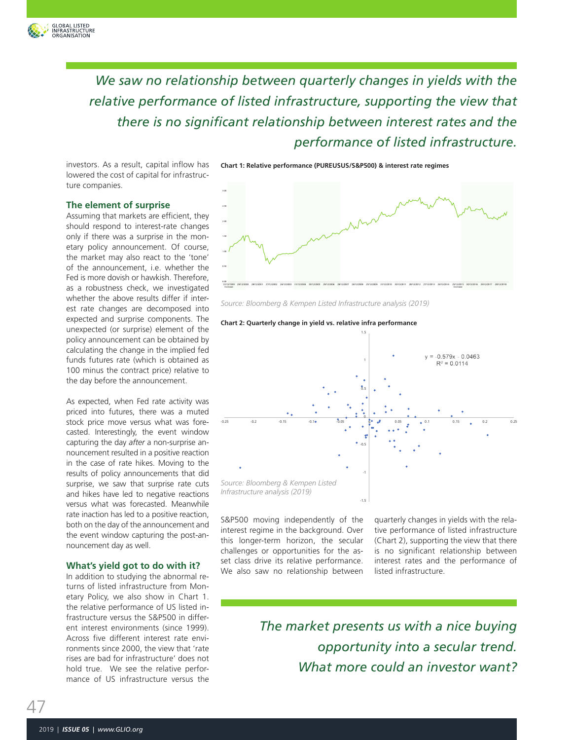*We saw no relationship between quarterly changes in yields with the relative performance of listed infrastructure, supporting the view that there is no significant relationship between interest rates and the performance of listed infrastructure.*

investors. As a result, capital inflow has lowered the cost of capital for infrastructure companies.

### The element of surprise

Assuming that markets are efficient, they should respond to interest-rate changes only if there was a surprise in the monetary policy announcement. Of course, the market may also react to the 'tone' of the announcement, i.e. whether the Fed is more dovish or hawkish. Therefore, as a robustness check, we investigated whether the above results differ if interest rate changes are decomposed into expected and surprise components. The unexpected (or surprise) element of the policy announcement can be obtained by calculating the change in the implied fed funds futures rate (which is obtained as 100 minus the contract price) relative to the day before the announcement.

As expected, when Fed rate activity was priced into futures, there was a muted stock price move versus what was forecasted. Interestingly, the event window capturing the day *after* a non-surprise announcement resulted in a positive reaction in the case of rate hikes. Moving to the results of policy announcements that did surprise, we saw that surprise rate cuts and hikes have led to negative reactions versus what was forecasted. Meanwhile rate inaction has led to a positive reaction, both on the day of the announcement and the event window capturing the post-announcement day as well.

### What's yield got to do with it?

In addition to studying the abnormal returns of listed infrastructure from Monetary Policy, we also show in Chart 1. the relative performance of US listed infrastructure versus the S&P500 in different interest environments (since 1999). Across five different interest rate environments since 2000, the view that 'rate rises are bad for infrastructure' does not hold true. We see the relative performance of US infrastructure versus the S&P500 moving independently of the interest regime in the background. Over this longer-term horizon, the secular challenges or opportunities for the asset class drive its relative performance. We also saw no relationship between quarterly changes in yields with the relative performance of listed infrastructure (Chart 2), supporting the view that there is no significant relationship between interest rates and the performance of listed infrastructure.

**Chart 1: Relative performance (PUREUSUS/S&P500) & interest rate regimes**

*Source: Bloomberg & Kempen Listed Infrastructure analysis (2019)*

**Chart 2: Quarterly change in yield vs. relative infra performance**

$y = -0.579x - 0.0463$
$R^2 = 0.0114$

*Source: Bloomberg & Kempen Listed Infrastructure analysis (2019)*

*The market presents us with a nice buying opportunity into a secular trend. What more could an investor want?*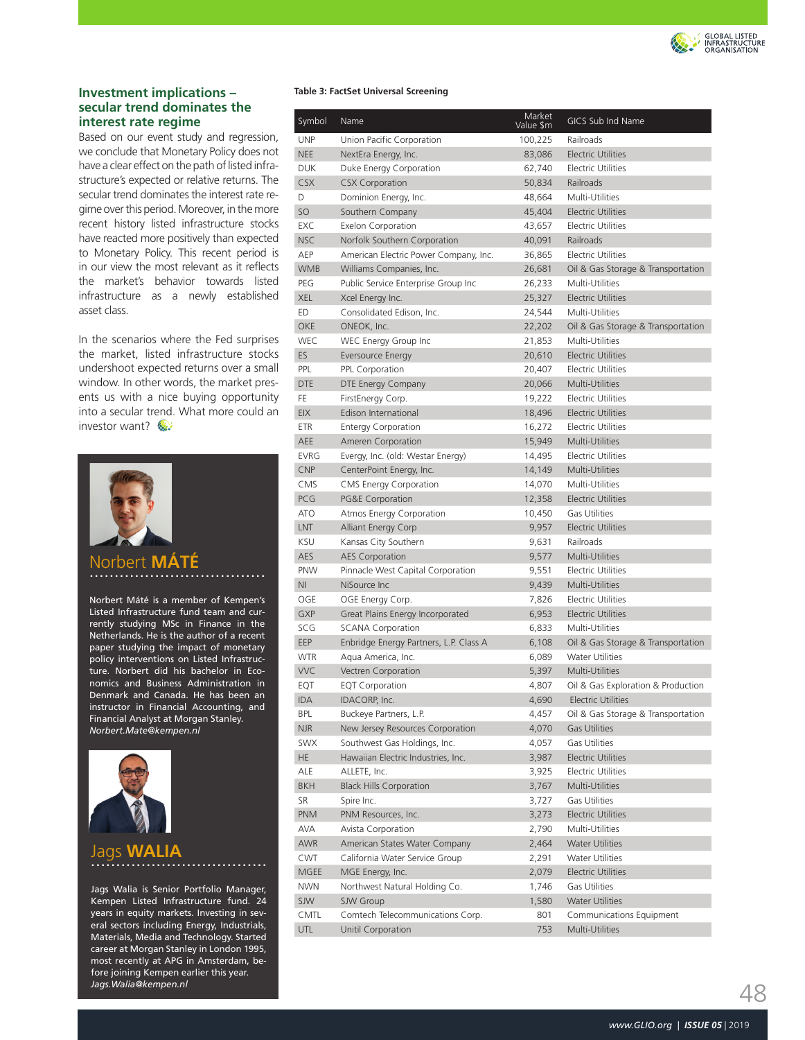## Investment implications – secular trend dominates the interest rate regime

Based on our event study and regression, we conclude that Monetary Policy does not have a clear effect on the path of listed infrastructure's expected or relative returns. The secular trend dominates the interest rate regime over this period. Moreover, in the more recent history listed infrastructure stocks have reacted more positively than expected to Monetary Policy. This recent period is in our view the most relevant as it reflects the market's behavior towards listed infrastructure as a newly established asset class.

In the scenarios where the Fed surprises the market, listed infrastructure stocks undershoot expected returns over a small window. In other words, the market presents us with a nice buying opportunity into a secular trend. What more could an investor want?

**Table 3: FactSet Universal Screening**

| Symbol | Name | Market Value $m | GICS Sub Ind Name |
|---|---|---|---|
| UNP | Union Pacific Corporation | 100,225 | Railroads |
| NEE | NextEra Energy, Inc. | 83,086 | Electric Utilities |
| DUK | Duke Energy Corporation | 62,740 | Electric Utilities |
| CSX | CSX Corporation | 50,834 | Railroads |
| D | Dominion Energy, Inc. | 48,664 | Multi-Utilities |
| SO | Southern Company | 45,404 | Electric Utilities |
| EXC | Exelon Corporation | 43,657 | Electric Utilities |
| NSC | Norfolk Southern Corporation | 40,091 | Railroads |
| AEP | American Electric Power Company, Inc. | 36,865 | Electric Utilities |
| WMB | Williams Companies, Inc. | 26,681 | Oil & Gas Storage & Transportation |
| PEG | Public Service Enterprise Group Inc | 26,233 | Multi-Utilities |
| XEL | Xcel Energy Inc. | 25,327 | Electric Utilities |
| ED | Consolidated Edison, Inc. | 24,544 | Multi-Utilities |
| OKE | ONEOK, Inc. | 22,202 | Oil & Gas Storage & Transportation |
| WEC | WEC Energy Group Inc | 21,853 | Multi-Utilities |
| ES | Eversource Energy | 20,610 | Electric Utilities |
| PPL | PPL Corporation | 20,407 | Electric Utilities |
| DTE | DTE Energy Company | 20,066 | Multi-Utilities |
| FE | FirstEnergy Corp. | 19,222 | Electric Utilities |
| EIX | Edison International | 18,496 | Electric Utilities |
| ETR | Entergy Corporation | 16,272 | Electric Utilities |
| AEE | Ameren Corporation | 15,949 | Multi-Utilities |
| EVRG | Evergy, Inc. (old: Westar Energy) | 14,495 | Electric Utilities |
| CNP | CenterPoint Energy, Inc. | 14,149 | Multi-Utilities |
| CMS | CMS Energy Corporation | 14,070 | Multi-Utilities |
| PCG | PG&E Corporation | 12,358 | Electric Utilities |
| ATO | Atmos Energy Corporation | 10,450 | Gas Utilities |
| LNT | Alliant Energy Corp | 9,957 | Electric Utilities |
| KSU | Kansas City Southern | 9,631 | Railroads |
| AES | AES Corporation | 9,577 | Multi-Utilities |
| PNW | Pinnacle West Capital Corporation | 9,551 | Electric Utilities |
| NI | NiSource Inc | 9,439 | Multi-Utilities |
| OGE | OGE Energy Corp. | 7,826 | Electric Utilities |
| GXP | Great Plains Energy Incorporated | 6,953 | Electric Utilities |
| SCG | SCANA Corporation | 6,833 | Multi-Utilities |
| EEP | Enbridge Energy Partners, L.P. Class A | 6,108 | Oil & Gas Storage & Transportation |
| WTR | Aqua America, Inc. | 6,089 | Water Utilities |
| VVC | Vectren Corporation | 5,397 | Multi-Utilities |
| EQT | EQT Corporation | 4,807 | Oil & Gas Exploration & Production |
| IDA | IDACORP, Inc. | 4,690 | Electric Utilities |
| BPL | Buckeye Partners, L.P. | 4,457 | Oil & Gas Storage & Transportation |
| NJR | New Jersey Resources Corporation | 4,070 | Gas Utilities |
| SWX | Southwest Gas Holdings, Inc. | 4,057 | Gas Utilities |
| HE | Hawaiian Electric Industries, Inc. | 3,987 | Electric Utilities |
| ALE | ALLETE, Inc. | 3,925 | Electric Utilities |
| BKH | Black Hills Corporation | 3,767 | Multi-Utilities |
| SR | Spire Inc. | 3,727 | Gas Utilities |
| PNM | PNM Resources, Inc. | 3,273 | Electric Utilities |
| AVA | Avista Corporation | 2,790 | Multi-Utilities |
| AWR | American States Water Company | 2,464 | Water Utilities |
| CWT | California Water Service Group | 2,291 | Water Utilities |
| MGEE | MGE Energy, Inc. | 2,079 | Electric Utilities |
| NWN | Northwest Natural Holding Co. | 1,746 | Gas Utilities |
| SJW | SJW Group | 1,580 | Water Utilities |
| CMTL | Comtech Telecommunications Corp. | 801 | Communications Equipment |
| UTL | Unitil Corporation | 753 | Multi-Utilities |

### Norbert MÁTÉ

Norbert Máté is a member of Kempen's Listed Infrastructure fund team and currently studying MSc in Finance in the Netherlands. He is the author of a recent paper studying the impact of monetary policy interventions on Listed Infrastructure. Norbert did his bachelor in Economics and Business Administration in Denmark and Canada. He has been an instructor in Financial Accounting, and Financial Analyst at Morgan Stanley.
*Norbert.Mate@kempen.nl*

### Jags WALIA

Jags Walia is Senior Portfolio Manager, Kempen Listed Infrastructure fund. 24 years in equity markets. Investing in several sectors including Energy, Industrials, Materials, Media and Technology. Started career at Morgan Stanley in London 1995, most recently at APG in Amsterdam, before joining Kempen earlier this year.
*Jags.Walia@kempen.nl*